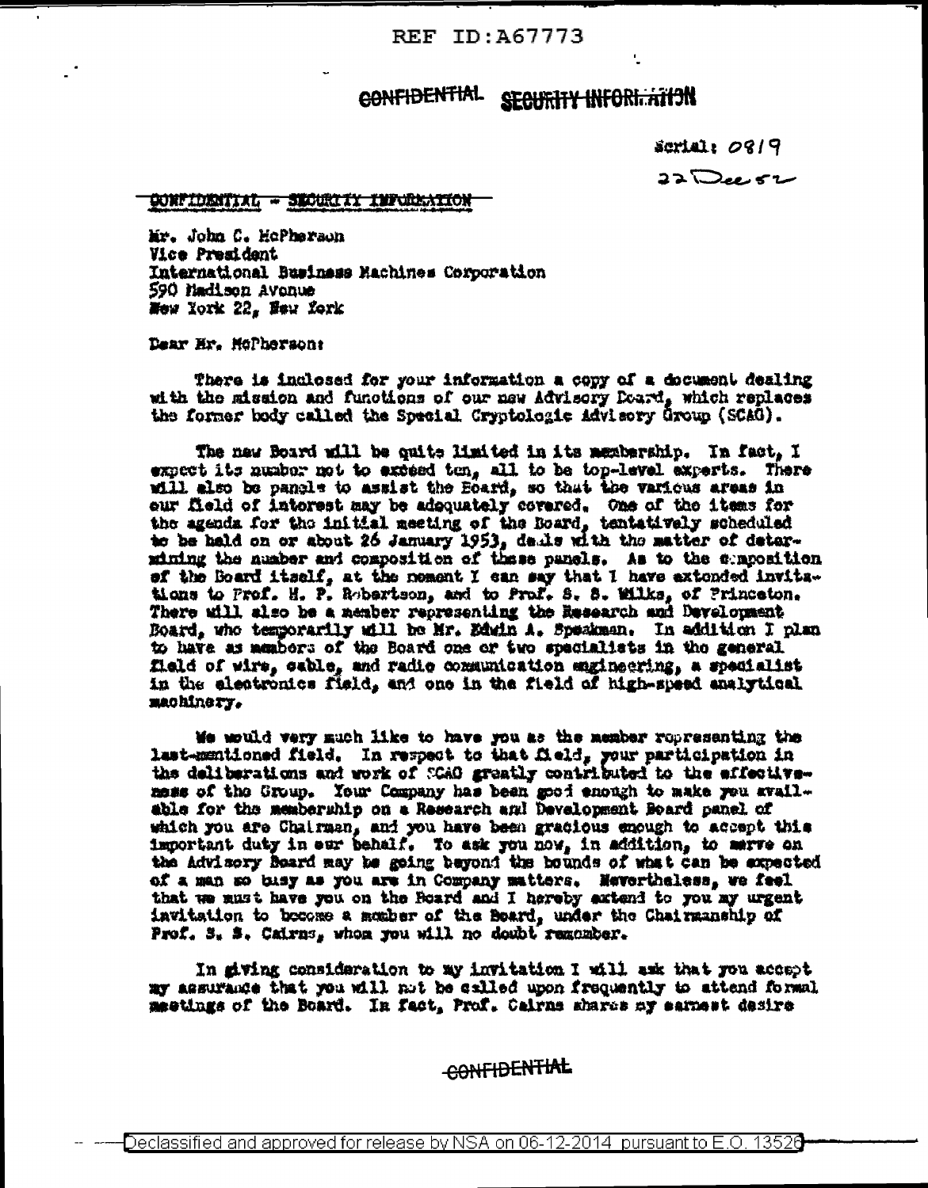REF ID:A67773

CONFIDENTIAL SECURITY INFORMATION

Serial: 0819

22 Dec 52

CONFIDENTIAL - SECURITY INFORMATION

Mr. John C. McPherson
Vice President
International Business Machines Corporation
590 Madison Avenue
New York 22, New York

Dear Mr. McPherson:

There is inclosed for your information a copy of a document dealing with the mission and functions of our new Advisory Board, which replaces the former body called the Special Cryptologic Advisory Group (SCAG).

The new Board will be quite limited in its membership. In fact, I expect its number not to exceed ten, all to be top-level experts. There will also be panels to assist the Board, so that the various areas in our field of interest may be adequately covered. One of the items for the agenda for the initial meeting of the Board, tentatively scheduled to be held on or about 26 January 1953, deals with the matter of determining the number and composition of these panels. As to the composition of the Board itself, at the moment I can say that I have extended invitations to Prof. H. P. Robertson, and to Prof. S. S. Wilks, of Princeton. There will also be a member representing the Research and Development Board, who temporarily will be Mr. Edwin A. Speakman. In addition I plan to have as members of the Board one or two specialists in the general field of wire, cable, and radio communication engineering, a specialist in the electronics field, and one in the field of high-speed analytical machinery.

We would very much like to have you as the member representing the last-mentioned field. In respect to that field, your participation in the deliberations and work of SCAG greatly contributed to the effectiveness of the Group. Your Company has been good enough to make you available for the membership on a Research and Development Board panel of which you are Chairman, and you have been gracious enough to accept this important duty in our behalf. To ask you now, in addition, to serve on the Advisory Board may be going beyond the bounds of what can be expected of a man so busy as you are in Company matters. Nevertheless, we feel that we must have you on the Board and I hereby extend to you my urgent invitation to become a member of the Board, under the Chairmanship of Prof. S. S. Cairns, whom you will no doubt remember.

In giving consideration to my invitation I will ask that you accept my assurance that you will not be called upon frequently to attend formal meetings of the Board. In fact, Prof. Cairns shares my earnest desire

CONFIDENTIAL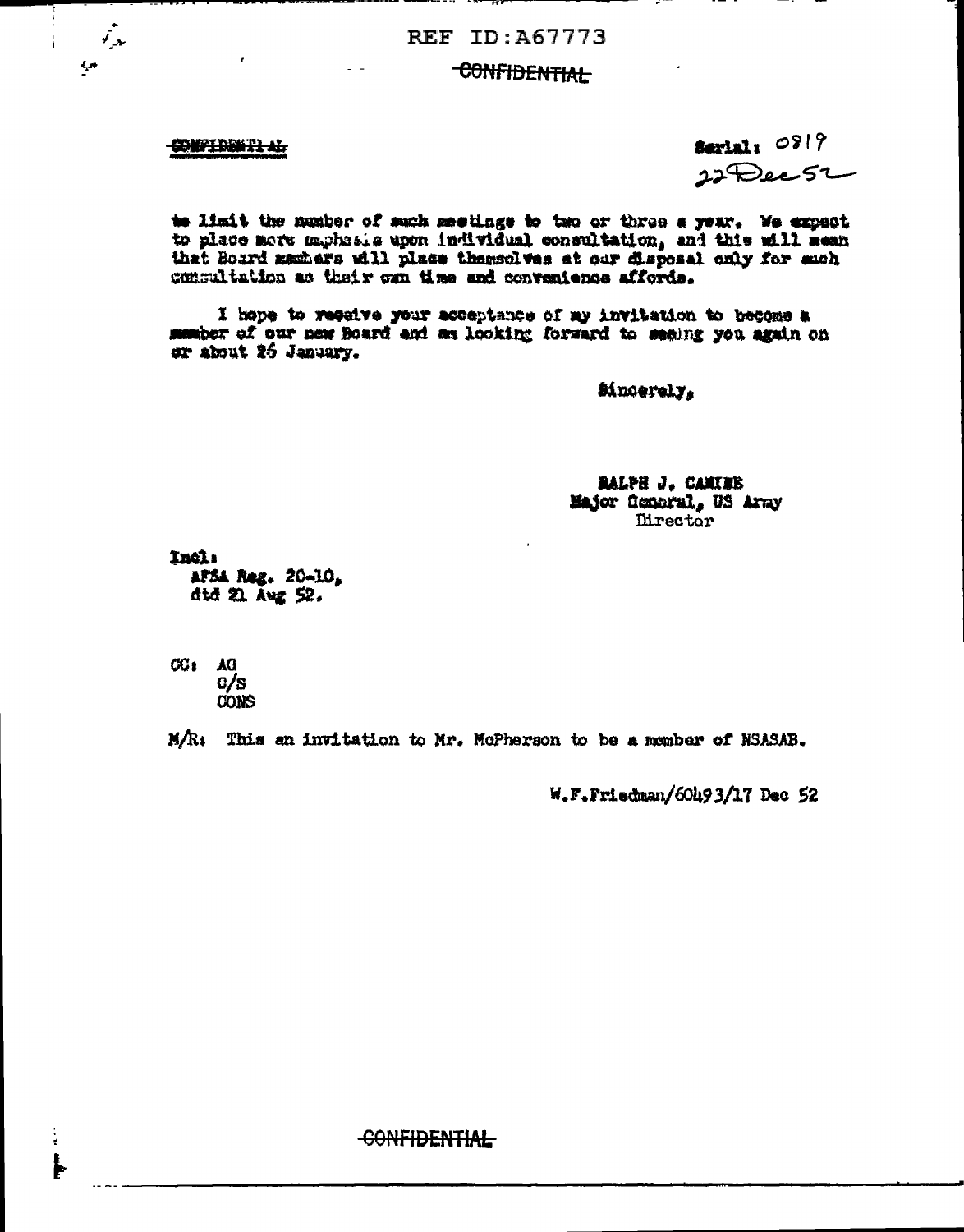CONFIDENTIAL

Serial: 0819
22 Dec 52

to limit the number of such meetings to two or three a year. We expect to place more emphasis upon individual consultation, and this will mean that Board members will place themselves at our disposal only for such consultation as their own time and convenience affords.

I hope to receive your acceptance of my invitation to become a member of our new Board and am looking forward to seeing you again on or about 26 January.

Sincerely,

RALPH J. CANINE
Major General, US Army
Director

Incl:
AFSA Reg. 20-10,
dtd 21 Aug 52.

CC: AG
C/S
CONS

M/R: This an invitation to Mr. McPherson to be a member of NSASAB.

W.F.Friedman/60493/17 Dec 52

CONFIDENTIAL